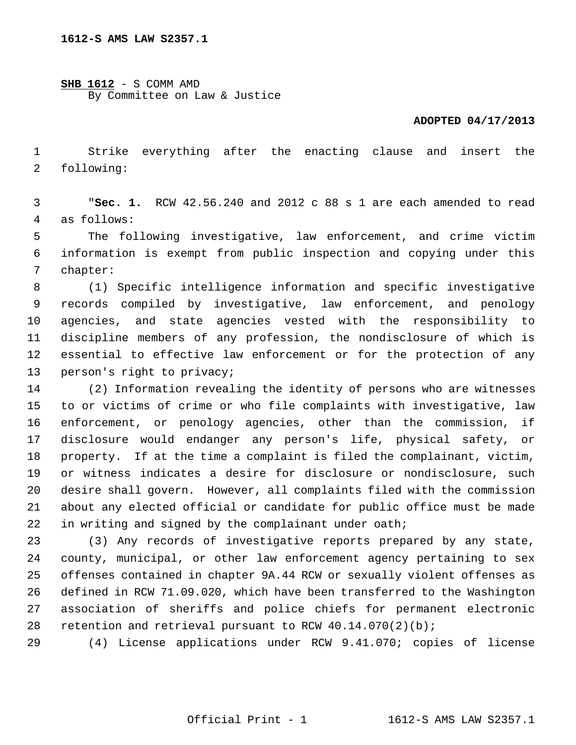**1612-S AMS LAW S2357.1**

**SHB 1612** - S COMM AMD
By Committee on Law & Justice

**ADOPTED 04/17/2013**

Strike everything after the enacting clause and insert the following:

"**Sec. 1.** RCW 42.56.240 and 2012 c 88 s 1 are each amended to read as follows:

The following investigative, law enforcement, and crime victim information is exempt from public inspection and copying under this chapter:

(1) Specific intelligence information and specific investigative records compiled by investigative, law enforcement, and penology agencies, and state agencies vested with the responsibility to discipline members of any profession, the nondisclosure of which is essential to effective law enforcement or for the protection of any person's right to privacy;

(2) Information revealing the identity of persons who are witnesses to or victims of crime or who file complaints with investigative, law enforcement, or penology agencies, other than the commission, if disclosure would endanger any person's life, physical safety, or property. If at the time a complaint is filed the complainant, victim, or witness indicates a desire for disclosure or nondisclosure, such desire shall govern. However, all complaints filed with the commission about any elected official or candidate for public office must be made in writing and signed by the complainant under oath;

(3) Any records of investigative reports prepared by any state, county, municipal, or other law enforcement agency pertaining to sex offenses contained in chapter 9A.44 RCW or sexually violent offenses as defined in RCW 71.09.020, which have been transferred to the Washington association of sheriffs and police chiefs for permanent electronic retention and retrieval pursuant to RCW 40.14.070(2)(b);

(4) License applications under RCW 9.41.070; copies of license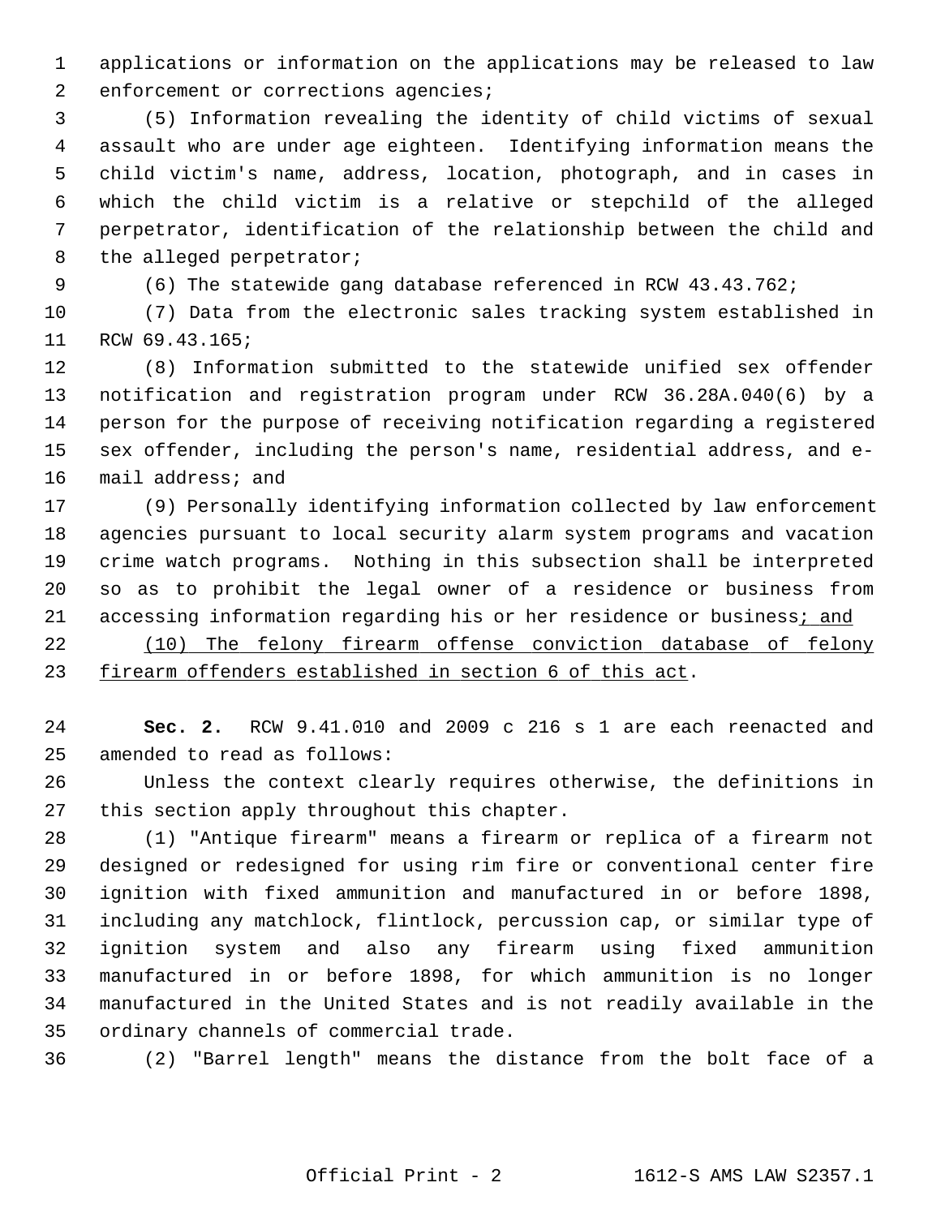applications or information on the applications may be released to law enforcement or corrections agencies;

(5) Information revealing the identity of child victims of sexual assault who are under age eighteen. Identifying information means the child victim's name, address, location, photograph, and in cases in which the child victim is a relative or stepchild of the alleged perpetrator, identification of the relationship between the child and the alleged perpetrator;

(6) The statewide gang database referenced in RCW 43.43.762;

(7) Data from the electronic sales tracking system established in RCW 69.43.165;

(8) Information submitted to the statewide unified sex offender notification and registration program under RCW 36.28A.040(6) by a person for the purpose of receiving notification regarding a registered sex offender, including the person's name, residential address, and e-mail address; and

(9) Personally identifying information collected by law enforcement agencies pursuant to local security alarm system programs and vacation crime watch programs. Nothing in this subsection shall be interpreted so as to prohibit the legal owner of a residence or business from accessing information regarding his or her residence or business<u>; and</u>

<u>(10) The felony firearm offense conviction database of felony firearm offenders established in section 6 of this act</u>.

**Sec. 2.** RCW 9.41.010 and 2009 c 216 s 1 are each reenacted and amended to read as follows:

Unless the context clearly requires otherwise, the definitions in this section apply throughout this chapter.

(1) "Antique firearm" means a firearm or replica of a firearm not designed or redesigned for using rim fire or conventional center fire ignition with fixed ammunition and manufactured in or before 1898, including any matchlock, flintlock, percussion cap, or similar type of ignition system and also any firearm using fixed ammunition manufactured in or before 1898, for which ammunition is no longer manufactured in the United States and is not readily available in the ordinary channels of commercial trade.

(2) "Barrel length" means the distance from the bolt face of a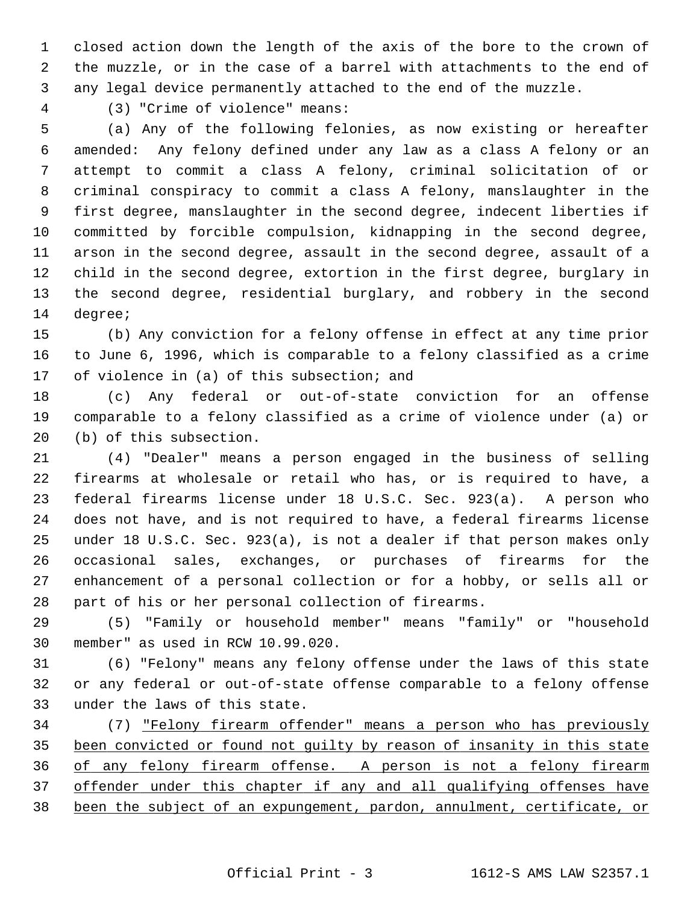closed action down the length of the axis of the bore to the crown of the muzzle, or in the case of a barrel with attachments to the end of any legal device permanently attached to the end of the muzzle.

(3) "Crime of violence" means:

(a) Any of the following felonies, as now existing or hereafter amended: Any felony defined under any law as a class A felony or an attempt to commit a class A felony, criminal solicitation of or criminal conspiracy to commit a class A felony, manslaughter in the first degree, manslaughter in the second degree, indecent liberties if committed by forcible compulsion, kidnapping in the second degree, arson in the second degree, assault in the second degree, assault of a child in the second degree, extortion in the first degree, burglary in the second degree, residential burglary, and robbery in the second degree;

(b) Any conviction for a felony offense in effect at any time prior to June 6, 1996, which is comparable to a felony classified as a crime of violence in (a) of this subsection; and

(c) Any federal or out-of-state conviction for an offense comparable to a felony classified as a crime of violence under (a) or (b) of this subsection.

(4) "Dealer" means a person engaged in the business of selling firearms at wholesale or retail who has, or is required to have, a federal firearms license under 18 U.S.C. Sec. 923(a). A person who does not have, and is not required to have, a federal firearms license under 18 U.S.C. Sec. 923(a), is not a dealer if that person makes only occasional sales, exchanges, or purchases of firearms for the enhancement of a personal collection or for a hobby, or sells all or part of his or her personal collection of firearms.

(5) "Family or household member" means "family" or "household member" as used in RCW 10.99.020.

(6) "Felony" means any felony offense under the laws of this state or any federal or out-of-state offense comparable to a felony offense under the laws of this state.

(7) <u>"Felony firearm offender" means a person who has previously been convicted or found not guilty by reason of insanity in this state of any felony firearm offense. A person is not a felony firearm offender under this chapter if any and all qualifying offenses have been the subject of an expungement, pardon, annulment, certificate, or</u>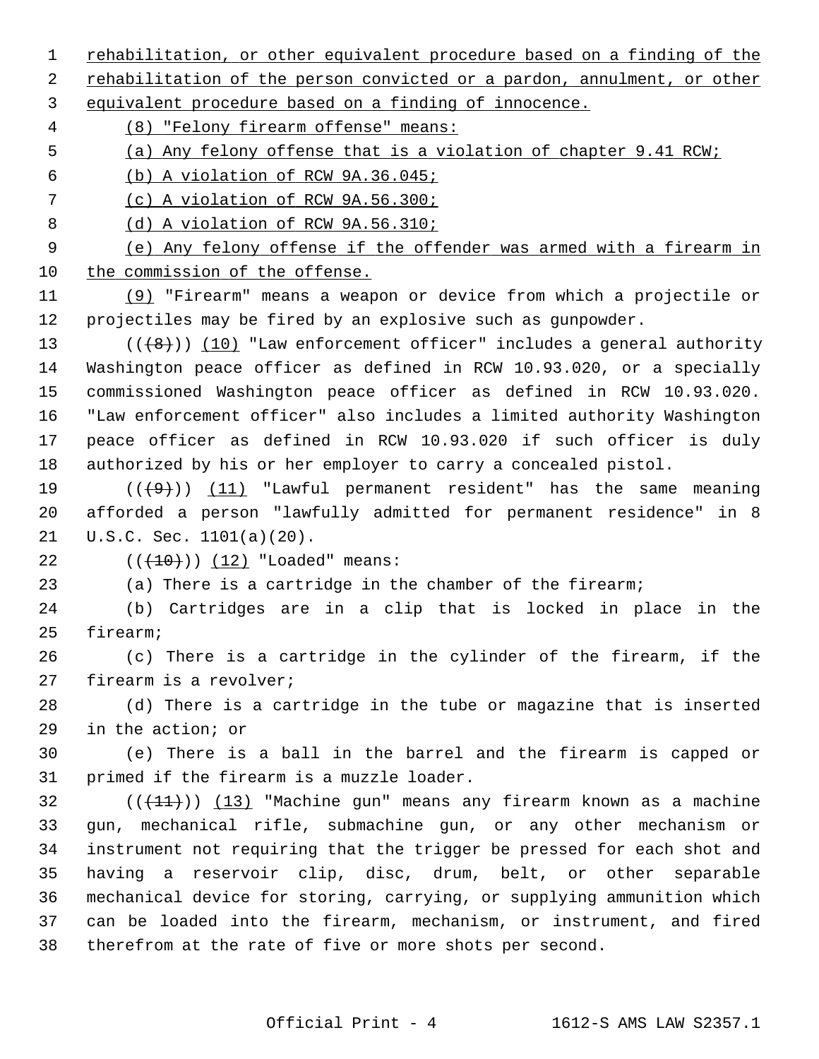rehabilitation, or other equivalent procedure based on a finding of the rehabilitation of the person convicted or a pardon, annulment, or other equivalent procedure based on a finding of innocence.

(8) "Felony firearm offense" means:

(a) Any felony offense that is a violation of chapter 9.41 RCW;

(b) A violation of RCW 9A.36.045;

(c) A violation of RCW 9A.56.300;

(d) A violation of RCW 9A.56.310;

(e) Any felony offense if the offender was armed with a firearm in the commission of the offense.

(9) "Firearm" means a weapon or device from which a projectile or projectiles may be fired by an explosive such as gunpowder.

(((8))) (10) "Law enforcement officer" includes a general authority Washington peace officer as defined in RCW 10.93.020, or a specially commissioned Washington peace officer as defined in RCW 10.93.020. "Law enforcement officer" also includes a limited authority Washington peace officer as defined in RCW 10.93.020 if such officer is duly authorized by his or her employer to carry a concealed pistol.

(((9))) (11) "Lawful permanent resident" has the same meaning afforded a person "lawfully admitted for permanent residence" in 8 U.S.C. Sec. 1101(a)(20).

(((10))) (12) "Loaded" means:

(a) There is a cartridge in the chamber of the firearm;

(b) Cartridges are in a clip that is locked in place in the firearm;

(c) There is a cartridge in the cylinder of the firearm, if the firearm is a revolver;

(d) There is a cartridge in the tube or magazine that is inserted in the action; or

(e) There is a ball in the barrel and the firearm is capped or primed if the firearm is a muzzle loader.

(((11))) (13) "Machine gun" means any firearm known as a machine gun, mechanical rifle, submachine gun, or any other mechanism or instrument not requiring that the trigger be pressed for each shot and having a reservoir clip, disc, drum, belt, or other separable mechanical device for storing, carrying, or supplying ammunition which can be loaded into the firearm, mechanism, or instrument, and fired therefrom at the rate of five or more shots per second.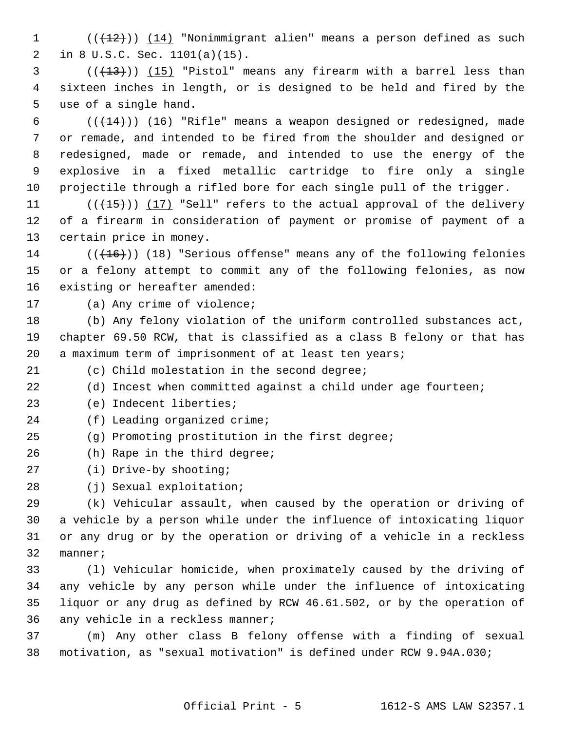(((12))) (14) "Nonimmigrant alien" means a person defined as such in 8 U.S.C. Sec. 1101(a)(15).

(((13))) (15) "Pistol" means any firearm with a barrel less than sixteen inches in length, or is designed to be held and fired by the use of a single hand.

(((14))) (16) "Rifle" means a weapon designed or redesigned, made or remade, and intended to be fired from the shoulder and designed or redesigned, made or remade, and intended to use the energy of the explosive in a fixed metallic cartridge to fire only a single projectile through a rifled bore for each single pull of the trigger.

(((15))) (17) "Sell" refers to the actual approval of the delivery of a firearm in consideration of payment or promise of payment of a certain price in money.

(((16))) (18) "Serious offense" means any of the following felonies or a felony attempt to commit any of the following felonies, as now existing or hereafter amended:

(a) Any crime of violence;

(b) Any felony violation of the uniform controlled substances act, chapter 69.50 RCW, that is classified as a class B felony or that has a maximum term of imprisonment of at least ten years;

(c) Child molestation in the second degree;

(d) Incest when committed against a child under age fourteen;

(e) Indecent liberties;

(f) Leading organized crime;

(g) Promoting prostitution in the first degree;

(h) Rape in the third degree;

(i) Drive-by shooting;

(j) Sexual exploitation;

(k) Vehicular assault, when caused by the operation or driving of a vehicle by a person while under the influence of intoxicating liquor or any drug or by the operation or driving of a vehicle in a reckless manner;

(l) Vehicular homicide, when proximately caused by the driving of any vehicle by any person while under the influence of intoxicating liquor or any drug as defined by RCW 46.61.502, or by the operation of any vehicle in a reckless manner;

(m) Any other class B felony offense with a finding of sexual motivation, as "sexual motivation" is defined under RCW 9.94A.030;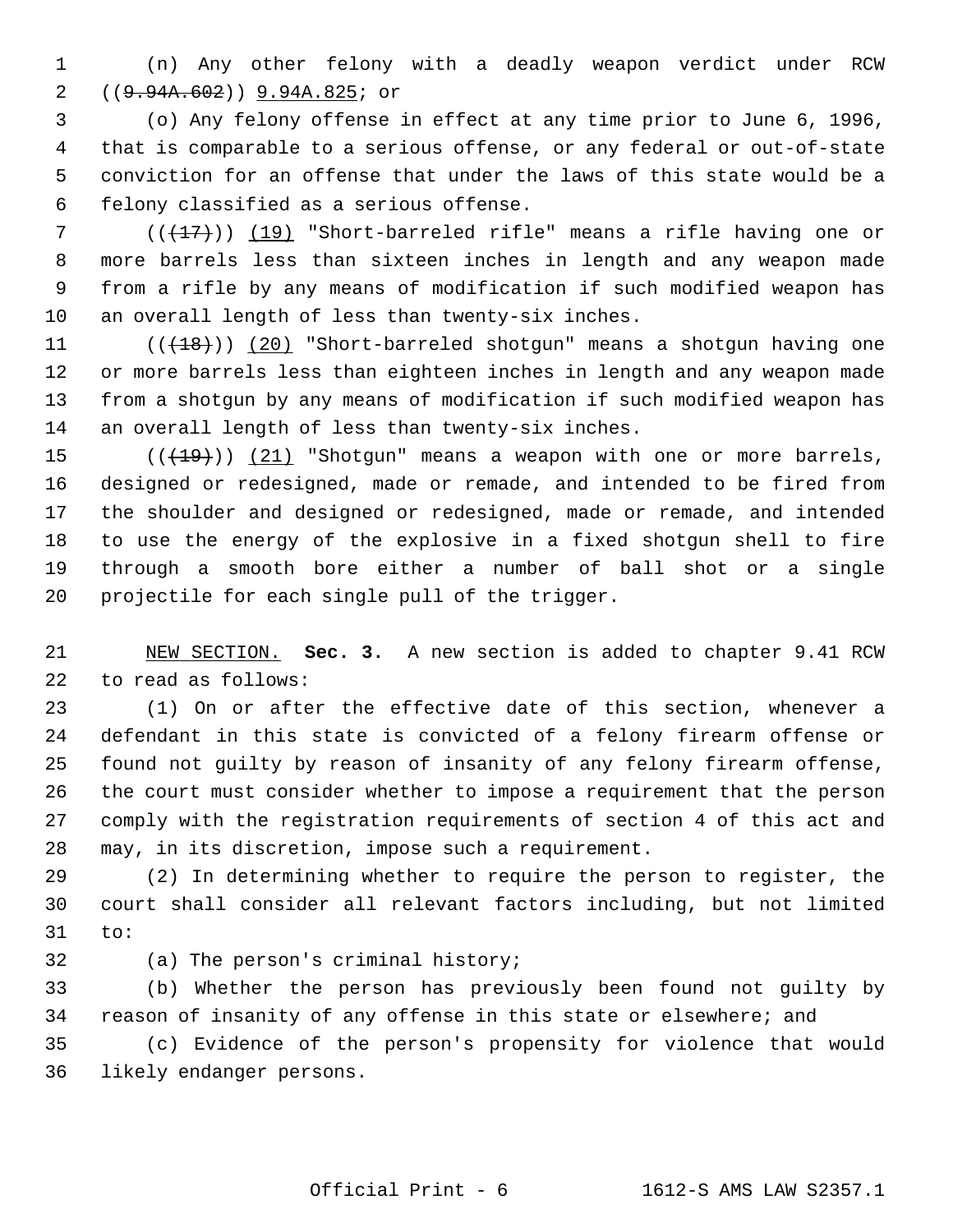(n) Any other felony with a deadly weapon verdict under RCW ((~~9.94A.602~~)) <u>9.94A.825</u>; or

(o) Any felony offense in effect at any time prior to June 6, 1996, that is comparable to a serious offense, or any federal or out-of-state conviction for an offense that under the laws of this state would be a felony classified as a serious offense.

((~~(17)~~)) <u>(19)</u> "Short-barreled rifle" means a rifle having one or more barrels less than sixteen inches in length and any weapon made from a rifle by any means of modification if such modified weapon has an overall length of less than twenty-six inches.

((~~(18)~~)) <u>(20)</u> "Short-barreled shotgun" means a shotgun having one or more barrels less than eighteen inches in length and any weapon made from a shotgun by any means of modification if such modified weapon has an overall length of less than twenty-six inches.

((~~(19)~~)) <u>(21)</u> "Shotgun" means a weapon with one or more barrels, designed or redesigned, made or remade, and intended to be fired from the shoulder and designed or redesigned, made or remade, and intended to use the energy of the explosive in a fixed shotgun shell to fire through a smooth bore either a number of ball shot or a single projectile for each single pull of the trigger.

<u>NEW SECTION.</u> **Sec. 3.** A new section is added to chapter 9.41 RCW to read as follows:

(1) On or after the effective date of this section, whenever a defendant in this state is convicted of a felony firearm offense or found not guilty by reason of insanity of any felony firearm offense, the court must consider whether to impose a requirement that the person comply with the registration requirements of section 4 of this act and may, in its discretion, impose such a requirement.

(2) In determining whether to require the person to register, the court shall consider all relevant factors including, but not limited to:

(a) The person's criminal history;

(b) Whether the person has previously been found not guilty by reason of insanity of any offense in this state or elsewhere; and

(c) Evidence of the person's propensity for violence that would likely endanger persons.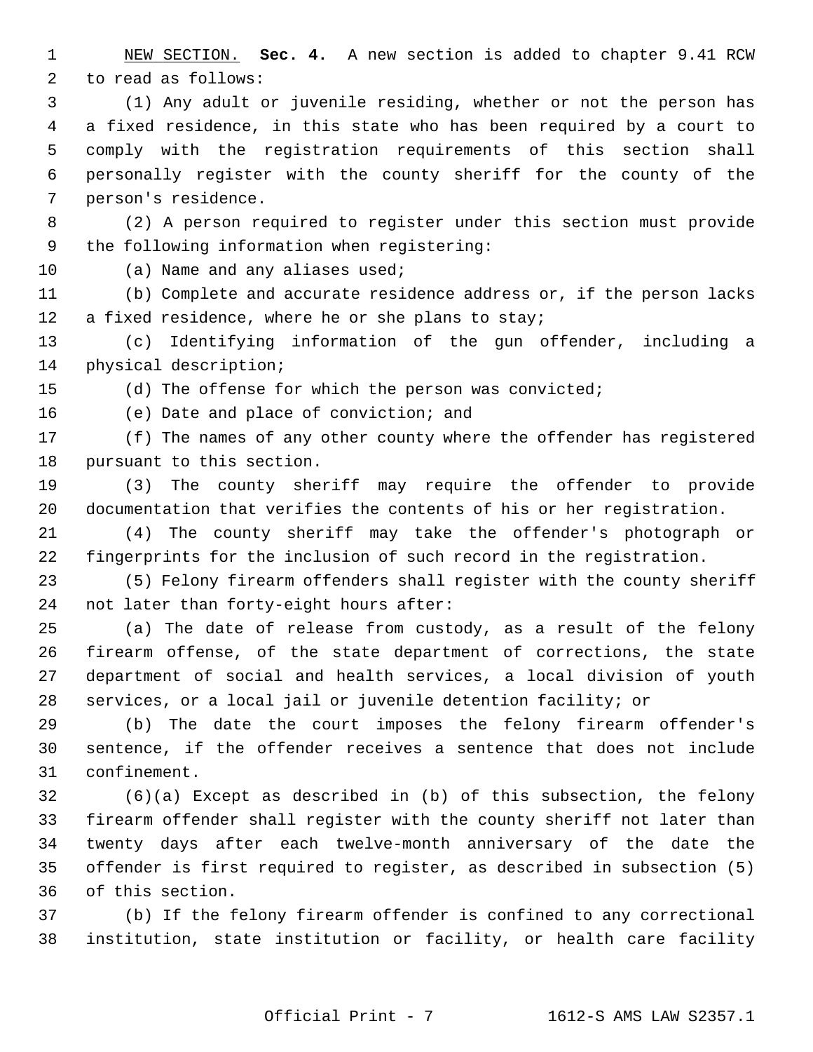<u>NEW SECTION.</u> **Sec. 4.** A new section is added to chapter 9.41 RCW to read as follows:

(1) Any adult or juvenile residing, whether or not the person has a fixed residence, in this state who has been required by a court to comply with the registration requirements of this section shall personally register with the county sheriff for the county of the person's residence.

(2) A person required to register under this section must provide the following information when registering:

(a) Name and any aliases used;

(b) Complete and accurate residence address or, if the person lacks a fixed residence, where he or she plans to stay;

(c) Identifying information of the gun offender, including a physical description;

(d) The offense for which the person was convicted;

(e) Date and place of conviction; and

(f) The names of any other county where the offender has registered pursuant to this section.

(3) The county sheriff may require the offender to provide documentation that verifies the contents of his or her registration.

(4) The county sheriff may take the offender's photograph or fingerprints for the inclusion of such record in the registration.

(5) Felony firearm offenders shall register with the county sheriff not later than forty-eight hours after:

(a) The date of release from custody, as a result of the felony firearm offense, of the state department of corrections, the state department of social and health services, a local division of youth services, or a local jail or juvenile detention facility; or

(b) The date the court imposes the felony firearm offender's sentence, if the offender receives a sentence that does not include confinement.

(6)(a) Except as described in (b) of this subsection, the felony firearm offender shall register with the county sheriff not later than twenty days after each twelve-month anniversary of the date the offender is first required to register, as described in subsection (5) of this section.

(b) If the felony firearm offender is confined to any correctional institution, state institution or facility, or health care facility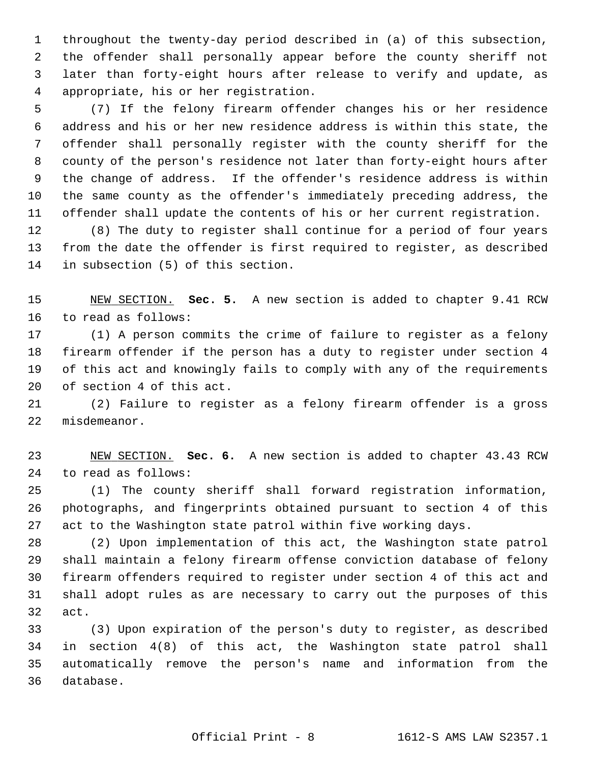throughout the twenty-day period described in (a) of this subsection, the offender shall personally appear before the county sheriff not later than forty-eight hours after release to verify and update, as appropriate, his or her registration.

(7) If the felony firearm offender changes his or her residence address and his or her new residence address is within this state, the offender shall personally register with the county sheriff for the county of the person's residence not later than forty-eight hours after the change of address. If the offender's residence address is within the same county as the offender's immediately preceding address, the offender shall update the contents of his or her current registration.

(8) The duty to register shall continue for a period of four years from the date the offender is first required to register, as described in subsection (5) of this section.

NEW SECTION. **Sec. 5.** A new section is added to chapter 9.41 RCW to read as follows:

(1) A person commits the crime of failure to register as a felony firearm offender if the person has a duty to register under section 4 of this act and knowingly fails to comply with any of the requirements of section 4 of this act.

(2) Failure to register as a felony firearm offender is a gross misdemeanor.

NEW SECTION. **Sec. 6.** A new section is added to chapter 43.43 RCW to read as follows:

(1) The county sheriff shall forward registration information, photographs, and fingerprints obtained pursuant to section 4 of this act to the Washington state patrol within five working days.

(2) Upon implementation of this act, the Washington state patrol shall maintain a felony firearm offense conviction database of felony firearm offenders required to register under section 4 of this act and shall adopt rules as are necessary to carry out the purposes of this act.

(3) Upon expiration of the person's duty to register, as described in section 4(8) of this act, the Washington state patrol shall automatically remove the person's name and information from the database.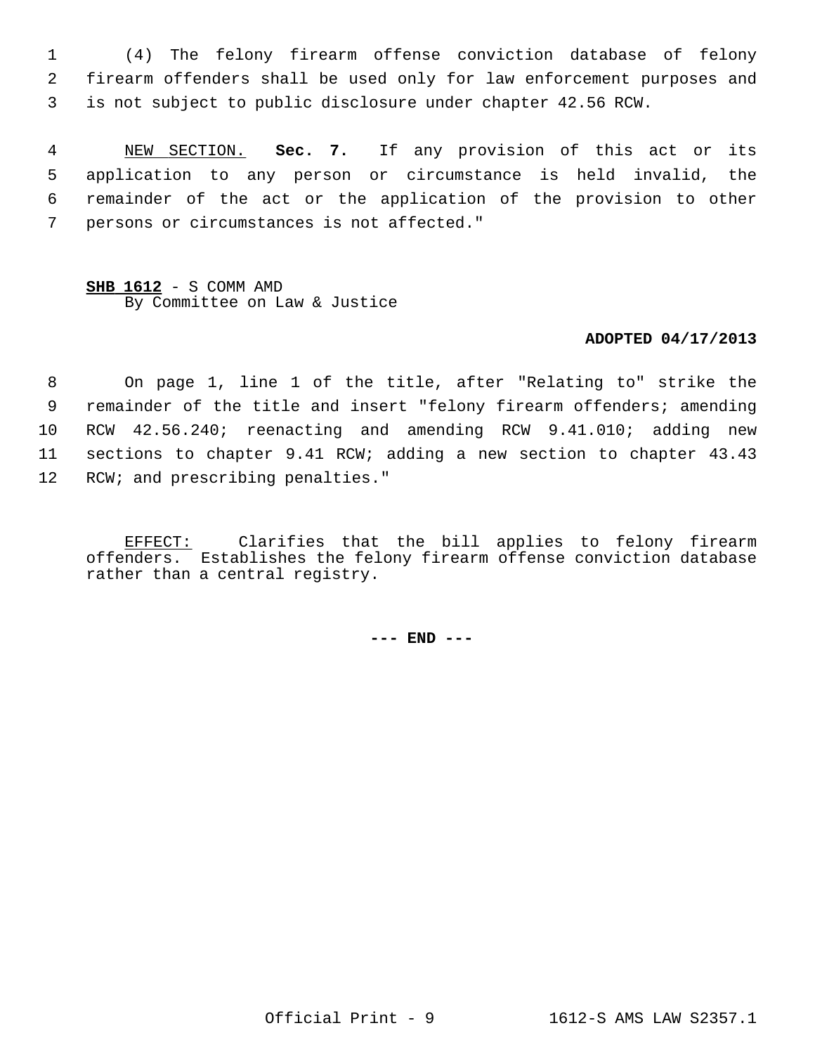(4) The felony firearm offense conviction database of felony firearm offenders shall be used only for law enforcement purposes and is not subject to public disclosure under chapter 42.56 RCW.

NEW SECTION. **Sec. 7.** If any provision of this act or its application to any person or circumstance is held invalid, the remainder of the act or the application of the provision to other persons or circumstances is not affected."

**SHB 1612** - S COMM AMD
By Committee on Law & Justice

**ADOPTED 04/17/2013**

On page 1, line 1 of the title, after "Relating to" strike the remainder of the title and insert "felony firearm offenders; amending RCW 42.56.240; reenacting and amending RCW 9.41.010; adding new sections to chapter 9.41 RCW; adding a new section to chapter 43.43 RCW; and prescribing penalties."

EFFECT: Clarifies that the bill applies to felony firearm offenders. Establishes the felony firearm offense conviction database rather than a central registry.

**--- END ---**